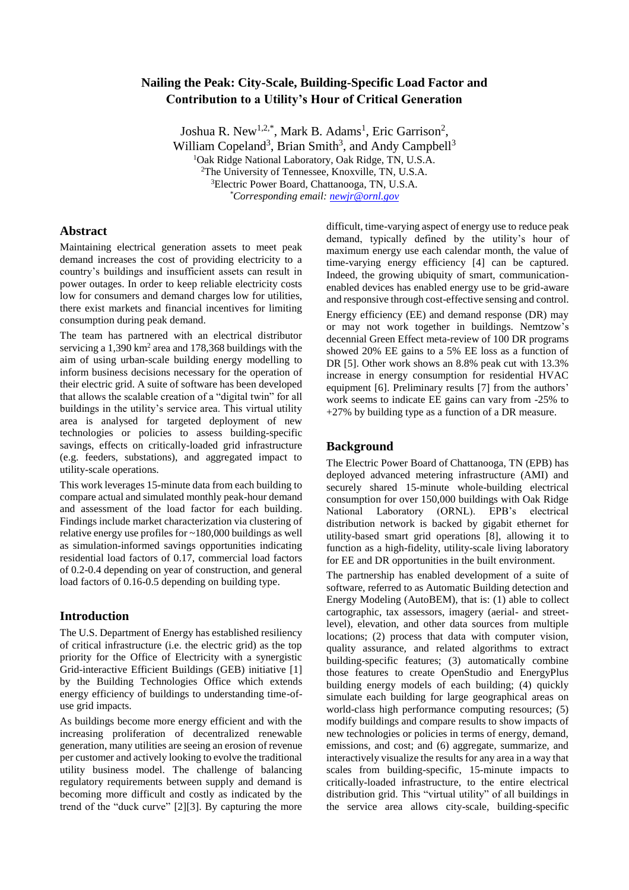# Nailing the Peak: City-Scale, Building-Specific Load Factor and Contribution to a Utility's Hour of Critical Generation

Joshua R. New[1,2,*], Mark B. Adams[1], Eric Garrison[2], William Copeland[3], Brian Smith[3], and Andy Campbell[3]

[1]Oak Ridge National Laboratory, Oak Ridge, TN, U.S.A.
[2]The University of Tennessee, Knoxville, TN, U.S.A.
[3]Electric Power Board, Chattanooga, TN, U.S.A.
[*]*Corresponding email: newjr@ornl.gov*

## Abstract

Maintaining electrical generation assets to meet peak demand increases the cost of providing electricity to a country's buildings and insufficient assets can result in power outages. In order to keep reliable electricity costs low for consumers and demand charges low for utilities, there exist markets and financial incentives for limiting consumption during peak demand.

The team has partnered with an electrical distributor servicing a 1,390 km$^2$ area and 178,368 buildings with the aim of using urban-scale building energy modelling to inform business decisions necessary for the operation of their electric grid. A suite of software has been developed that allows the scalable creation of a "digital twin" for all buildings in the utility's service area. This virtual utility area is analysed for targeted deployment of new technologies or policies to assess building-specific savings, effects on critically-loaded grid infrastructure (e.g. feeders, substations), and aggregated impact to utility-scale operations.

This work leverages 15-minute data from each building to compare actual and simulated monthly peak-hour demand and assessment of the load factor for each building. Findings include market characterization via clustering of relative energy use profiles for ~180,000 buildings as well as simulation-informed savings opportunities indicating residential load factors of 0.17, commercial load factors of 0.2-0.4 depending on year of construction, and general load factors of 0.16-0.5 depending on building type.

## Introduction

The U.S. Department of Energy has established resiliency of critical infrastructure (i.e. the electric grid) as the top priority for the Office of Electricity with a synergistic Grid-interactive Efficient Buildings (GEB) initiative [1] by the Building Technologies Office which extends energy efficiency of buildings to understanding time-of-use grid impacts.

As buildings become more energy efficient and with the increasing proliferation of decentralized renewable generation, many utilities are seeing an erosion of revenue per customer and actively looking to evolve the traditional utility business model. The challenge of balancing regulatory requirements between supply and demand is becoming more difficult and costly as indicated by the trend of the "duck curve" [2][3]. By capturing the more difficult, time-varying aspect of energy use to reduce peak demand, typically defined by the utility's hour of maximum energy use each calendar month, the value of time-varying energy efficiency [4] can be captured. Indeed, the growing ubiquity of smart, communication-enabled devices has enabled energy use to be grid-aware and responsive through cost-effective sensing and control.

Energy efficiency (EE) and demand response (DR) may or may not work together in buildings. Nemtzow's decennial Green Effect meta-review of 100 DR programs showed 20% EE gains to a 5% EE loss as a function of DR [5]. Other work shows an 8.8% peak cut with 13.3% increase in energy consumption for residential HVAC equipment [6]. Preliminary results [7] from the authors' work seems to indicate EE gains can vary from -25% to +27% by building type as a function of a DR measure.

## Background

The Electric Power Board of Chattanooga, TN (EPB) has deployed advanced metering infrastructure (AMI) and securely shared 15-minute whole-building electrical consumption for over 150,000 buildings with Oak Ridge National Laboratory (ORNL). EPB's electrical distribution network is backed by gigabit ethernet for utility-based smart grid operations [8], allowing it to function as a high-fidelity, utility-scale living laboratory for EE and DR opportunities in the built environment.

The partnership has enabled development of a suite of software, referred to as Automatic Building detection and Energy Modeling (AutoBEM), that is: (1) able to collect cartographic, tax assessors, imagery (aerial- and street-level), elevation, and other data sources from multiple locations; (2) process that data with computer vision, quality assurance, and related algorithms to extract building-specific features; (3) automatically combine those features to create OpenStudio and EnergyPlus building energy models of each building; (4) quickly simulate each building for large geographical areas on world-class high performance computing resources; (5) modify buildings and compare results to show impacts of new technologies or policies in terms of energy, demand, emissions, and cost; and (6) aggregate, summarize, and interactively visualize the results for any area in a way that scales from building-specific, 15-minute impacts to critically-loaded infrastructure, to the entire electrical distribution grid. This "virtual utility" of all buildings in the service area allows city-scale, building-specific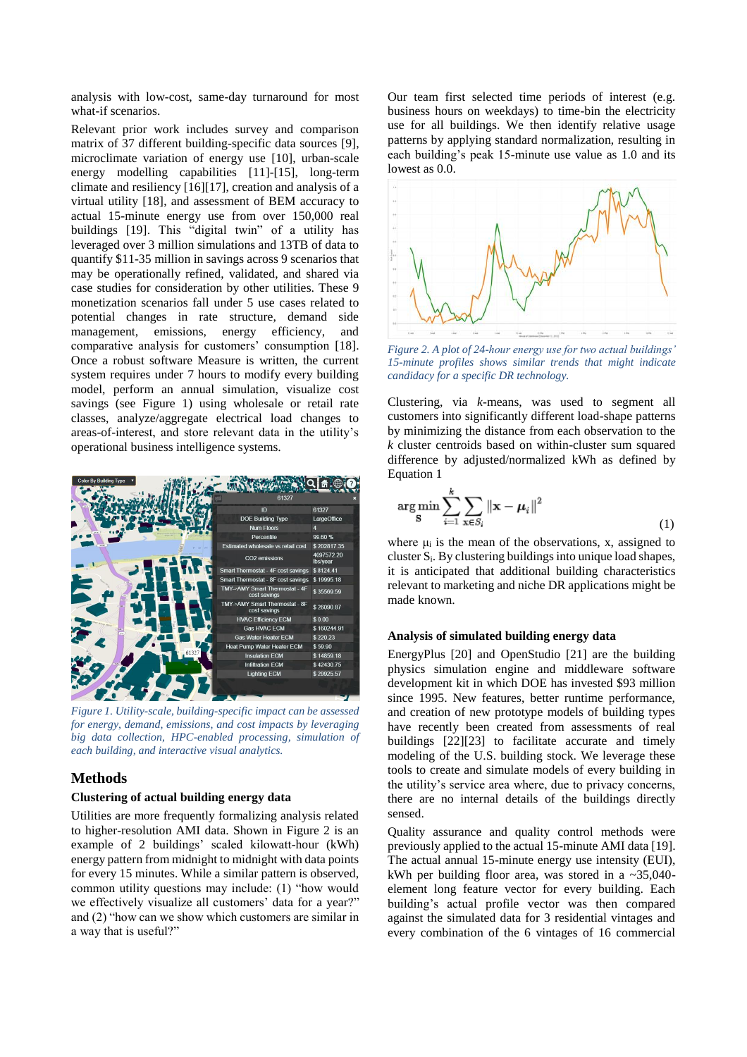analysis with low-cost, same-day turnaround for most what-if scenarios.

Relevant prior work includes survey and comparison matrix of 37 different building-specific data sources [9], microclimate variation of energy use [10], urban-scale energy modelling capabilities [11]-[15], long-term climate and resiliency [16][17], creation and analysis of a virtual utility [18], and assessment of BEM accuracy to actual 15-minute energy use from over 150,000 real buildings [19]. This "digital twin" of a utility has leveraged over 3 million simulations and 13TB of data to quantify $11-35 million in savings across 9 scenarios that may be operationally refined, validated, and shared via case studies for consideration by other utilities. These 9 monetization scenarios fall under 5 use cases related to potential changes in rate structure, demand side management, emissions, energy efficiency, and comparative analysis for customers' consumption [18]. Once a robust software Measure is written, the current system requires under 7 hours to modify every building model, perform an annual simulation, visualize cost savings (see Figure 1) using wholesale or retail rate classes, analyze/aggregate electrical load changes to areas-of-interest, and store relevant data in the utility's operational business intelligence systems.

*Figure 1. Utility-scale, building-specific impact can be assessed for energy, demand, emissions, and cost impacts by leveraging big data collection, HPC-enabled processing, simulation of each building, and interactive visual analytics.*

## Methods

### Clustering of actual building energy data

Utilities are more frequently formalizing analysis related to higher-resolution AMI data. Shown in Figure 2 is an example of 2 buildings' scaled kilowatt-hour (kWh) energy pattern from midnight to midnight with data points for every 15 minutes. While a similar pattern is observed, common utility questions may include: (1) "how would we effectively visualize all customers' data for a year?" and (2) "how can we show which customers are similar in a way that is useful?"

Our team first selected time periods of interest (e.g. business hours on weekdays) to time-bin the electricity use for all buildings. We then identify relative usage patterns by applying standard normalization, resulting in each building's peak 15-minute use value as 1.0 and its lowest as 0.0.

*Figure 2. A plot of 24-hour energy use for two actual buildings' 15-minute profiles shows similar trends that might indicate candidacy for a specific DR technology.*

Clustering, via *k*-means, was used to segment all customers into significantly different load-shape patterns by minimizing the distance from each observation to the *k* cluster centroids based on within-cluster sum squared difference by adjusted/normalized kWh as defined by Equation 1

$$\underset{\mathbf{S}}{\arg\min} \sum_{i=1}^{k} \sum_{\mathbf{x} \in S_i} \|\mathbf{x} - \boldsymbol{\mu}_i\|^2 \tag{1}$$

where $\mu_i$ is the mean of the observations, x, assigned to cluster $S_i$. By clustering buildings into unique load shapes, it is anticipated that additional building characteristics relevant to marketing and niche DR applications might be made known.

### Analysis of simulated building energy data

EnergyPlus [20] and OpenStudio [21] are the building physics simulation engine and middleware software development kit in which DOE has invested $93 million since 1995. New features, better runtime performance, and creation of new prototype models of building types have recently been created from assessments of real buildings [22][23] to facilitate accurate and timely modeling of the U.S. building stock. We leverage these tools to create and simulate models of every building in the utility's service area where, due to privacy concerns, there are no internal details of the buildings directly sensed.

Quality assurance and quality control methods were previously applied to the actual 15-minute AMI data [19]. The actual annual 15-minute energy use intensity (EUI), kWh per building floor area, was stored in a ~35,040-element long feature vector for every building. Each building's actual profile vector was then compared against the simulated data for 3 residential vintages and every combination of the 6 vintages of 16 commercial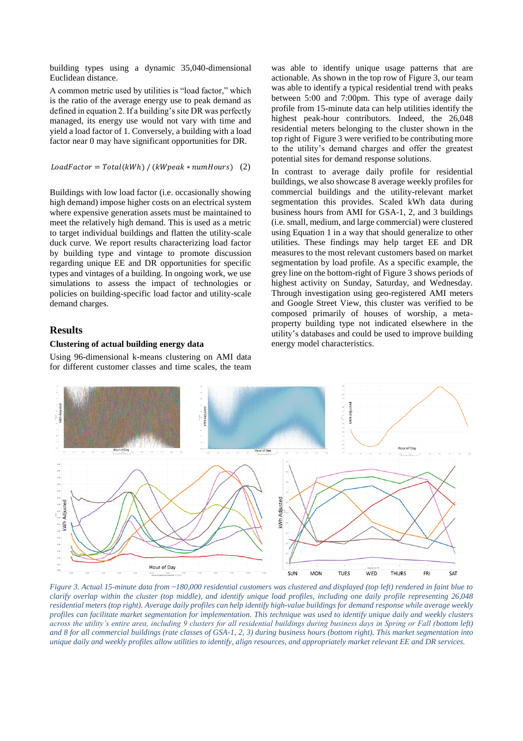building types using a dynamic 35,040-dimensional Euclidean distance.

A common metric used by utilities is "load factor," which is the ratio of the average energy use to peak demand as defined in equation 2. If a building's site DR was perfectly managed, its energy use would not vary with time and yield a load factor of 1. Conversely, a building with a load factor near 0 may have significant opportunities for DR.

$$LoadFactor = Total(kWh) \; / \; (kWpeak * numHours) \quad (2)$$

Buildings with low load factor (i.e. occasionally showing high demand) impose higher costs on an electrical system where expensive generation assets must be maintained to meet the relatively high demand. This is used as a metric to target individual buildings and flatten the utility-scale duck curve. We report results characterizing load factor by building type and vintage to promote discussion regarding unique EE and DR opportunities for specific types and vintages of a building. In ongoing work, we use simulations to assess the impact of technologies or policies on building-specific load factor and utility-scale demand charges.

## Results

### Clustering of actual building energy data

Using 96-dimensional k-means clustering on AMI data for different customer classes and time scales, the team was able to identify unique usage patterns that are actionable. As shown in the top row of Figure 3, our team was able to identify a typical residential trend with peaks between 5:00 and 7:00pm. This type of average daily profile from 15-minute data can help utilities identify the highest peak-hour contributors. Indeed, the 26,048 residential meters belonging to the cluster shown in the top right of Figure 3 were verified to be contributing more to the utility's demand charges and offer the greatest potential sites for demand response solutions.

In contrast to average daily profile for residential buildings, we also showcase 8 average weekly profiles for commercial buildings and the utility-relevant market segmentation this provides. Scaled kWh data during business hours from AMI for GSA-1, 2, and 3 buildings (i.e. small, medium, and large commercial) were clustered using Equation 1 in a way that should generalize to other utilities. These findings may help target EE and DR measures to the most relevant customers based on market segmentation by load profile. As a specific example, the grey line on the bottom-right of Figure 3 shows periods of highest activity on Sunday, Saturday, and Wednesday. Through investigation using geo-registered AMI meters and Google Street View, this cluster was verified to be composed primarily of houses of worship, a meta-property building type not indicated elsewhere in the utility's databases and could be used to improve building energy model characteristics.

*Figure 3. Actual 15-minute data from ~180,000 residential customers was clustered and displayed (top left) rendered in faint blue to clarify overlap within the cluster (top middle), and identify unique load profiles, including one daily profile representing 26,048 residential meters (top right). Average daily profiles can help identify high-value buildings for demand response while average weekly profiles can facilitate market segmentation for implementation. This technique was used to identify unique daily and weekly clusters across the utility's entire area, including 9 clusters for all residential buildings during business days in Spring or Fall (bottom left) and 8 for all commercial buildings (rate classes of GSA-1, 2, 3) during business hours (bottom right). This market segmentation into unique daily and weekly profiles allow utilities to identify, align resources, and appropriately market relevant EE and DR services.*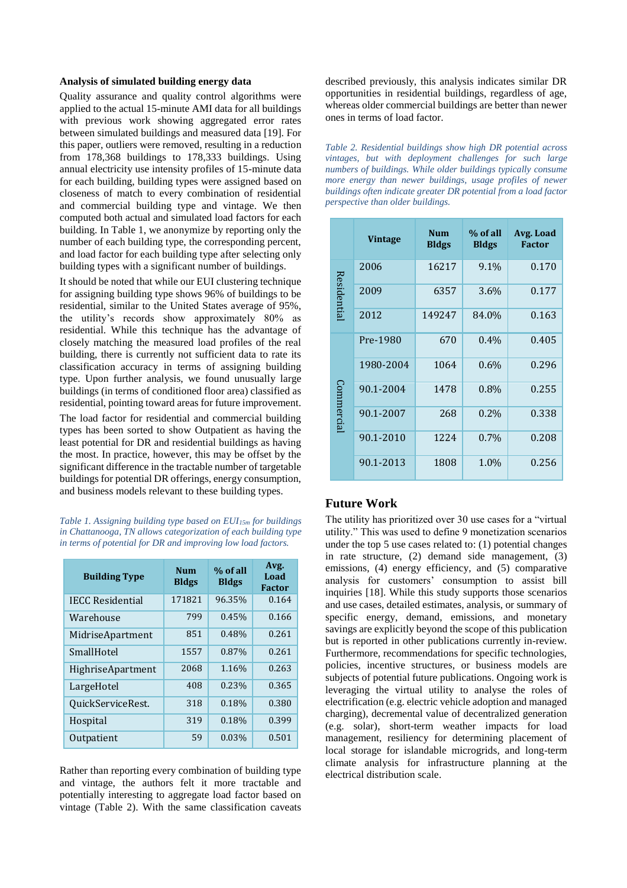### Analysis of simulated building energy data

Quality assurance and quality control algorithms were applied to the actual 15-minute AMI data for all buildings with previous work showing aggregated error rates between simulated buildings and measured data [19]. For this paper, outliers were removed, resulting in a reduction from 178,368 buildings to 178,333 buildings. Using annual electricity use intensity profiles of 15-minute data for each building, building types were assigned based on closeness of match to every combination of residential and commercial building type and vintage. We then computed both actual and simulated load factors for each building. In Table 1, we anonymize by reporting only the number of each building type, the corresponding percent, and load factor for each building type after selecting only building types with a significant number of buildings.

It should be noted that while our EUI clustering technique for assigning building type shows 96% of buildings to be residential, similar to the United States average of 95%, the utility's records show approximately 80% as residential. While this technique has the advantage of closely matching the measured load profiles of the real building, there is currently not sufficient data to rate its classification accuracy in terms of assigning building type. Upon further analysis, we found unusually large buildings (in terms of conditioned floor area) classified as residential, pointing toward areas for future improvement.

The load factor for residential and commercial building types has been sorted to show Outpatient as having the least potential for DR and residential buildings as having the most. In practice, however, this may be offset by the significant difference in the tractable number of targetable buildings for potential DR offerings, energy consumption, and business models relevant to these building types.

*Table 1. Assigning building type based on $EUI_{15m}$ for buildings in Chattanooga, TN allows categorization of each building type in terms of potential for DR and improving low load factors.*

| Building Type | Num Bldgs | % of all Bldgs | Avg. Load Factor |
|---|---|---|---|
| IECC Residential | 171821 | 96.35% | 0.164 |
| Warehouse | 799 | 0.45% | 0.166 |
| MidriseApartment | 851 | 0.48% | 0.261 |
| SmallHotel | 1557 | 0.87% | 0.261 |
| HighriseApartment | 2068 | 1.16% | 0.263 |
| LargeHotel | 408 | 0.23% | 0.365 |
| QuickServiceRest. | 318 | 0.18% | 0.380 |
| Hospital | 319 | 0.18% | 0.399 |
| Outpatient | 59 | 0.03% | 0.501 |

Rather than reporting every combination of building type and vintage, the authors felt it more tractable and potentially interesting to aggregate load factor based on vintage (Table 2). With the same classification caveats described previously, this analysis indicates similar DR opportunities in residential buildings, regardless of age, whereas older commercial buildings are better than newer ones in terms of load factor.

*Table 2. Residential buildings show high DR potential across vintages, but with deployment challenges for such large numbers of buildings. While older buildings typically consume more energy than newer buildings, usage profiles of newer buildings often indicate greater DR potential from a load factor perspective than older buildings.*

| | Vintage | Num Bldgs | % of all Bldgs | Avg. Load Factor |
|---|---|---|---|---|
| Residential | 2006 | 16217 | 9.1% | 0.170 |
| | 2009 | 6357 | 3.6% | 0.177 |
| | 2012 | 149247 | 84.0% | 0.163 |
| Commercial | Pre-1980 | 670 | 0.4% | 0.405 |
| | 1980-2004 | 1064 | 0.6% | 0.296 |
| | 90.1-2004 | 1478 | 0.8% | 0.255 |
| | 90.1-2007 | 268 | 0.2% | 0.338 |
| | 90.1-2010 | 1224 | 0.7% | 0.208 |
| | 90.1-2013 | 1808 | 1.0% | 0.256 |

## Future Work

The utility has prioritized over 30 use cases for a "virtual utility." This was used to define 9 monetization scenarios under the top 5 use cases related to: (1) potential changes in rate structure, (2) demand side management, (3) emissions, (4) energy efficiency, and (5) comparative analysis for customers' consumption to assist bill inquiries [18]. While this study supports those scenarios and use cases, detailed estimates, analysis, or summary of specific energy, demand, emissions, and monetary savings are explicitly beyond the scope of this publication but is reported in other publications currently in-review. Furthermore, recommendations for specific technologies, policies, incentive structures, or business models are subjects of potential future publications. Ongoing work is leveraging the virtual utility to analyse the roles of electrification (e.g. electric vehicle adoption and managed charging), decremental value of decentralized generation (e.g. solar), short-term weather impacts for load management, resiliency for determining placement of local storage for islandable microgrids, and long-term climate analysis for infrastructure planning at the electrical distribution scale.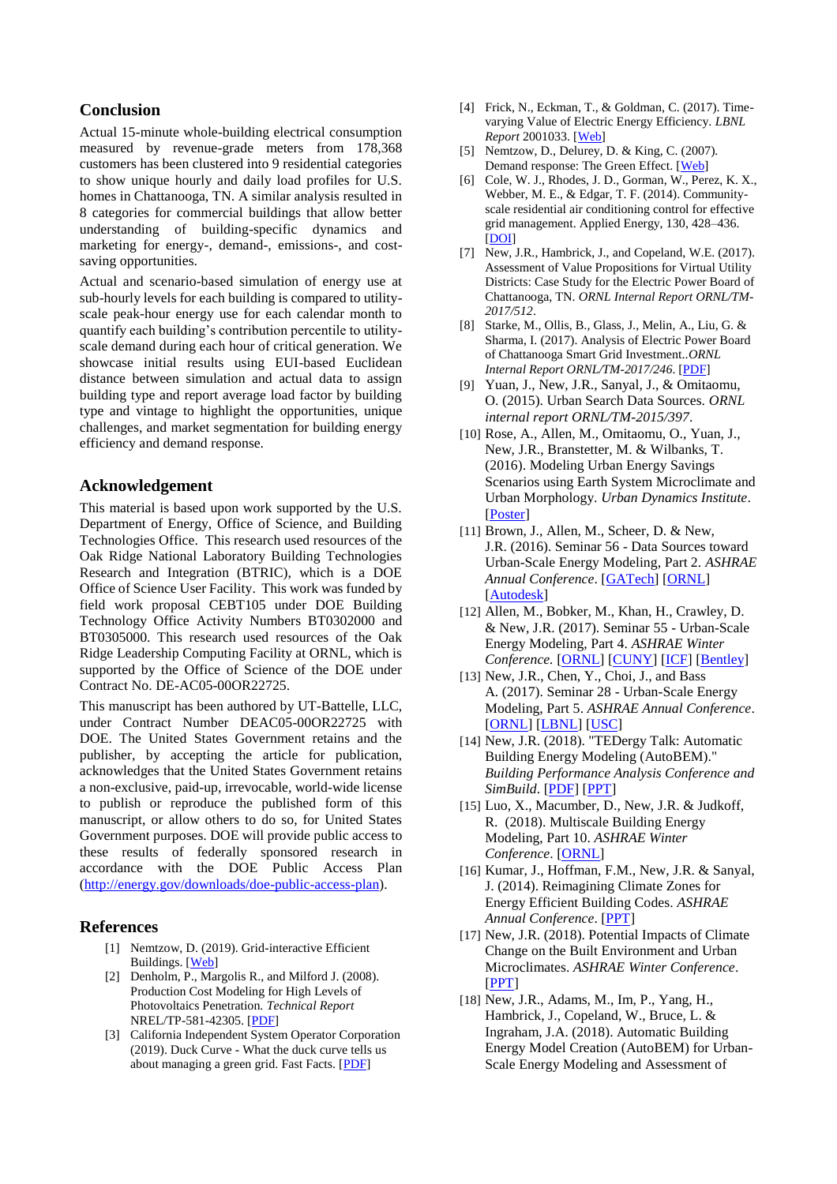## Conclusion

Actual 15-minute whole-building electrical consumption measured by revenue-grade meters from 178,368 customers has been clustered into 9 residential categories to show unique hourly and daily load profiles for U.S. homes in Chattanooga, TN. A similar analysis resulted in 8 categories for commercial buildings that allow better understanding of building-specific dynamics and marketing for energy-, demand-, emissions-, and cost-saving opportunities.

Actual and scenario-based simulation of energy use at sub-hourly levels for each building is compared to utility-scale peak-hour energy use for each calendar month to quantify each building's contribution percentile to utility-scale demand during each hour of critical generation. We showcase initial results using EUI-based Euclidean distance between simulation and actual data to assign building type and report average load factor by building type and vintage to highlight the opportunities, unique challenges, and market segmentation for building energy efficiency and demand response.

## Acknowledgement

This material is based upon work supported by the U.S. Department of Energy, Office of Science, and Building Technologies Office. This research used resources of the Oak Ridge National Laboratory Building Technologies Research and Integration (BTRIC), which is a DOE Office of Science User Facility. This work was funded by field work proposal CEBT105 under DOE Building Technology Office Activity Numbers BT0302000 and BT0305000. This research used resources of the Oak Ridge Leadership Computing Facility at ORNL, which is supported by the Office of Science of the DOE under Contract No. DE-AC05-00OR22725.

This manuscript has been authored by UT-Battelle, LLC, under Contract Number DEAC05-00OR22725 with DOE. The United States Government retains and the publisher, by accepting the article for publication, acknowledges that the United States Government retains a non-exclusive, paid-up, irrevocable, world-wide license to publish or reproduce the published form of this manuscript, or allow others to do so, for United States Government purposes. DOE will provide public access to these results of federally sponsored research in accordance with the DOE Public Access Plan (http://energy.gov/downloads/doe-public-access-plan).

## References

[1] Nemtzow, D. (2019). Grid-interactive Efficient Buildings. [Web]

[2] Denholm, P., Margolis R., and Milford J. (2008). Production Cost Modeling for High Levels of Photovoltaics Penetration. *Technical Report* NREL/TP-581-42305. [PDF]

[3] California Independent System Operator Corporation (2019). Duck Curve - What the duck curve tells us about managing a green grid. Fast Facts. [PDF]

[4] Frick, N., Eckman, T., & Goldman, C. (2017). Time-varying Value of Electric Energy Efficiency. *LBNL Report* 2001033. [Web]

[5] Nemtzow, D., Delurey, D. & King, C. (2007). Demand response: The Green Effect. [Web]

[6] Cole, W. J., Rhodes, J. D., Gorman, W., Perez, K. X., Webber, M. E., & Edgar, T. F. (2014). Community-scale residential air conditioning control for effective grid management. Applied Energy, 130, 428–436. [DOI]

[7] New, J.R., Hambrick, J., and Copeland, W.E. (2017). Assessment of Value Propositions for Virtual Utility Districts: Case Study for the Electric Power Board of Chattanooga, TN. *ORNL Internal Report ORNL/TM-2017/512*.

[8] Starke, M., Ollis, B., Glass, J., Melin, A., Liu, G. & Sharma, I. (2017). Analysis of Electric Power Board of Chattanooga Smart Grid Investment..*ORNL Internal Report ORNL/TM-2017/246*. [PDF]

[9] Yuan, J., New, J.R., Sanyal, J., & Omitaomu, O. (2015). Urban Search Data Sources. *ORNL internal report ORNL/TM-2015/397*.

[10] Rose, A., Allen, M., Omitaomu, O., Yuan, J., New, J.R., Branstetter, M. & Wilbanks, T. (2016). Modeling Urban Energy Savings Scenarios using Earth System Microclimate and Urban Morphology. *Urban Dynamics Institute*. [Poster]

[11] Brown, J., Allen, M., Scheer, D. & New, J.R. (2016). Seminar 56 - Data Sources toward Urban-Scale Energy Modeling, Part 2. *ASHRAE Annual Conference*. [GATech] [ORNL] [Autodesk]

[12] Allen, M., Bobker, M., Khan, H., Crawley, D. & New, J.R. (2017). Seminar 55 - Urban-Scale Energy Modeling, Part 4. *ASHRAE Winter Conference.* [ORNL] [CUNY] [ICF] [Bentley]

[13] New, J.R., Chen, Y., Choi, J., and Bass A. (2017). Seminar 28 - Urban-Scale Energy Modeling, Part 5. *ASHRAE Annual Conference*. [ORNL] [LBNL] [USC]

[14] New, J.R. (2018). "TEDergy Talk: Automatic Building Energy Modeling (AutoBEM)." *Building Performance Analysis Conference and SimBuild*. [PDF] [PPT]

[15] Luo, X., Macumber, D., New, J.R. & Judkoff, R. (2018). Multiscale Building Energy Modeling, Part 10. *ASHRAE Winter Conference*. [ORNL]

[16] Kumar, J., Hoffman, F.M., New, J.R. & Sanyal, J. (2014). Reimagining Climate Zones for Energy Efficient Building Codes. *ASHRAE Annual Conference*. [PPT]

[17] New, J.R. (2018). Potential Impacts of Climate Change on the Built Environment and Urban Microclimates. *ASHRAE Winter Conference*. [PPT]

[18] New, J.R., Adams, M., Im, P., Yang, H., Hambrick, J., Copeland, W., Bruce, L. & Ingraham, J.A. (2018). Automatic Building Energy Model Creation (AutoBEM) for Urban-Scale Energy Modeling and Assessment of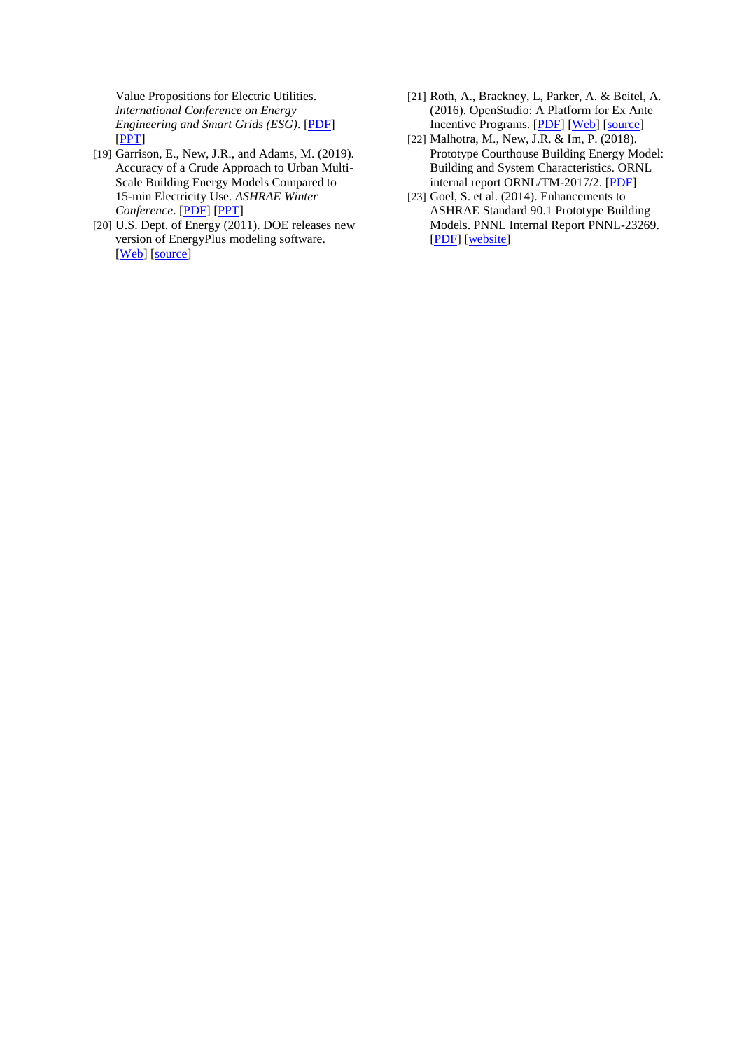Value Propositions for Electric Utilities. *International Conference on Energy Engineering and Smart Grids (ESG)*. [PDF] [PPT]

[19] Garrison, E., New, J.R., and Adams, M. (2019). Accuracy of a Crude Approach to Urban Multi-Scale Building Energy Models Compared to 15-min Electricity Use. *ASHRAE Winter Conference*. [PDF] [PPT]

[20] U.S. Dept. of Energy (2011). DOE releases new version of EnergyPlus modeling software. [Web] [source]

[21] Roth, A., Brackney, L, Parker, A. & Beitel, A. (2016). OpenStudio: A Platform for Ex Ante Incentive Programs. [PDF] [Web] [source]

[22] Malhotra, M., New, J.R. & Im, P. (2018). Prototype Courthouse Building Energy Model: Building and System Characteristics. ORNL internal report ORNL/TM-2017/2. [PDF]

[23] Goel, S. et al. (2014). Enhancements to ASHRAE Standard 90.1 Prototype Building Models. PNNL Internal Report PNNL-23269. [PDF] [website]